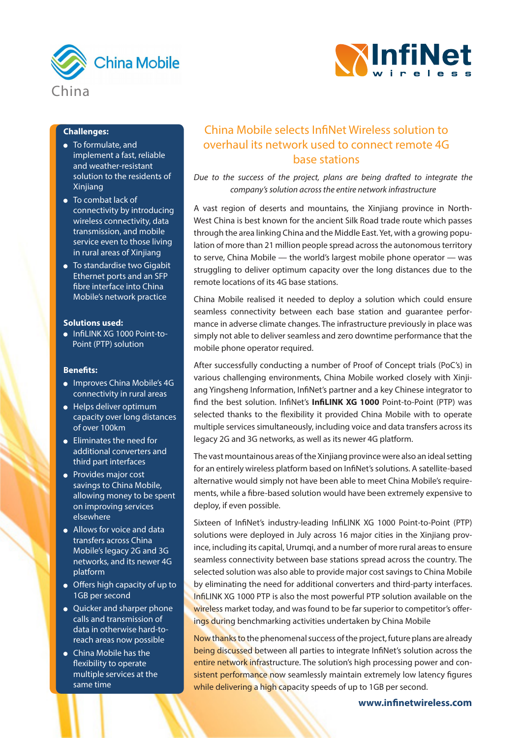China Mobile
China

InfiNet wireless

# China Mobile selects InfiNet Wireless solution to overhaul its network used to connect remote 4G base stations

*Due to the success of the project, plans are being drafted to integrate the company's solution across the entire network infrastructure*

A vast region of deserts and mountains, the Xinjiang province in North-West China is best known for the ancient Silk Road trade route which passes through the area linking China and the Middle East. Yet, with a growing population of more than 21 million people spread across the autonomous territory to serve, China Mobile — the world's largest mobile phone operator — was struggling to deliver optimum capacity over the long distances due to the remote locations of its 4G base stations.

China Mobile realised it needed to deploy a solution which could ensure seamless connectivity between each base station and guarantee performance in adverse climate changes. The infrastructure previously in place was simply not able to deliver seamless and zero downtime performance that the mobile phone operator required.

After successfully conducting a number of Proof of Concept trials (PoC's) in various challenging environments, China Mobile worked closely with Xinjiang Yingsheng Information, InfiNet's partner and a key Chinese integrator to find the best solution. InfiNet's **InfiLINK XG 1000** Point-to-Point (PTP) was selected thanks to the flexibility it provided China Mobile with to operate multiple services simultaneously, including voice and data transfers across its legacy 2G and 3G networks, as well as its newer 4G platform.

The vast mountainous areas of the Xinjiang province were also an ideal setting for an entirely wireless platform based on InfiNet's solutions. A satellite-based alternative would simply not have been able to meet China Mobile's requirements, while a fibre-based solution would have been extremely expensive to deploy, if even possible.

Sixteen of InfiNet's industry-leading InfiLINK XG 1000 Point-to-Point (PTP) solutions were deployed in July across 16 major cities in the Xinjiang province, including its capital, Urumqi, and a number of more rural areas to ensure seamless connectivity between base stations spread across the country. The selected solution was also able to provide major cost savings to China Mobile by eliminating the need for additional converters and third-party interfaces. InfiLINK XG 1000 PTP is also the most powerful PTP solution available on the wireless market today, and was found to be far superior to competitor's offerings during benchmarking activities undertaken by China Mobile

Now thanks to the phenomenal success of the project, future plans are already being discussed between all parties to integrate InfiNet's solution across the entire network infrastructure. The solution's high processing power and consistent performance now seamlessly maintain extremely low latency figures while delivering a high capacity speeds of up to 1GB per second.

**Challenges:**

- To formulate, and implement a fast, reliable and weather-resistant solution to the residents of Xinjiang
- To combat lack of connectivity by introducing wireless connectivity, data transmission, and mobile service even to those living in rural areas of Xinjiang
- To standardise two Gigabit Ethernet ports and an SFP fibre interface into China Mobile's network practice

**Solutions used:**

- InfiLINK XG 1000 Point-to-Point (PTP) solution

**Benefits:**

- Improves China Mobile's 4G connectivity in rural areas
- Helps deliver optimum capacity over long distances of over 100km
- Eliminates the need for additional converters and third part interfaces
- Provides major cost savings to China Mobile, allowing money to be spent on improving services elsewhere
- Allows for voice and data transfers across China Mobile's legacy 2G and 3G networks, and its newer 4G platform
- Offers high capacity of up to 1GB per second
- Quicker and sharper phone calls and transmission of data in otherwise hard-to-reach areas now possible
- China Mobile has the flexibility to operate multiple services at the same time

**www.infinetwireless.com**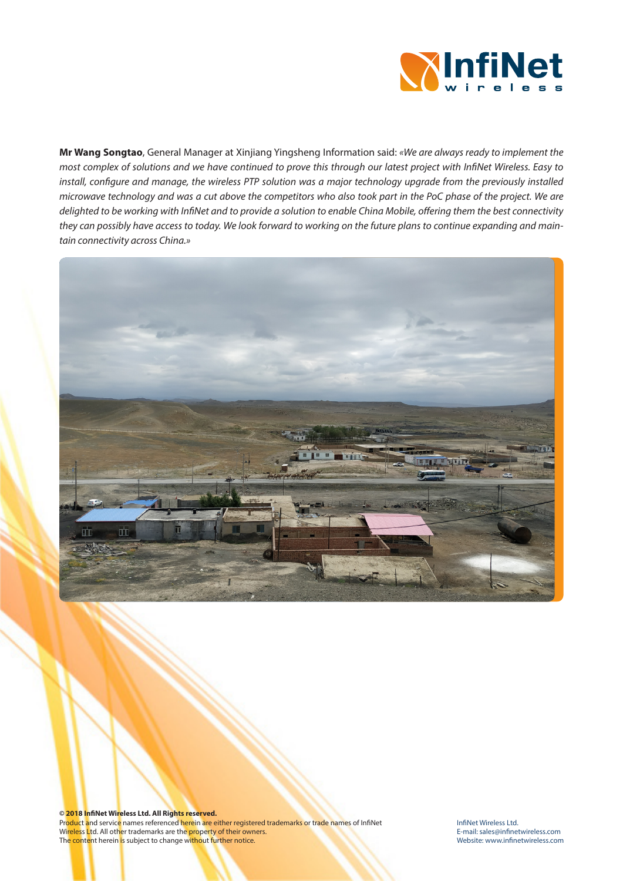**Mr Wang Songtao**, General Manager at Xinjiang Yingsheng Information said: «*We are always ready to implement the most complex of solutions and we have continued to prove this through our latest project with InfiNet Wireless. Easy to install, configure and manage, the wireless PTP solution was a major technology upgrade from the previously installed microwave technology and was a cut above the competitors who also took part in the PoC phase of the project. We are delighted to be working with InfiNet and to provide a solution to enable China Mobile, offering them the best connectivity they can possibly have access to today. We look forward to working on the future plans to continue expanding and maintain connectivity across China.*»

**© 2018 InfiNet Wireless Ltd. All Rights reserved.**
Product and service names referenced herein are either registered trademarks or trade names of InfiNet Wireless Ltd. All other trademarks are the property of their owners.
The content herein is subject to change without further notice.

InfiNet Wireless Ltd.
E-mail: sales@infinetwireless.com
Website: www.infinetwireless.com